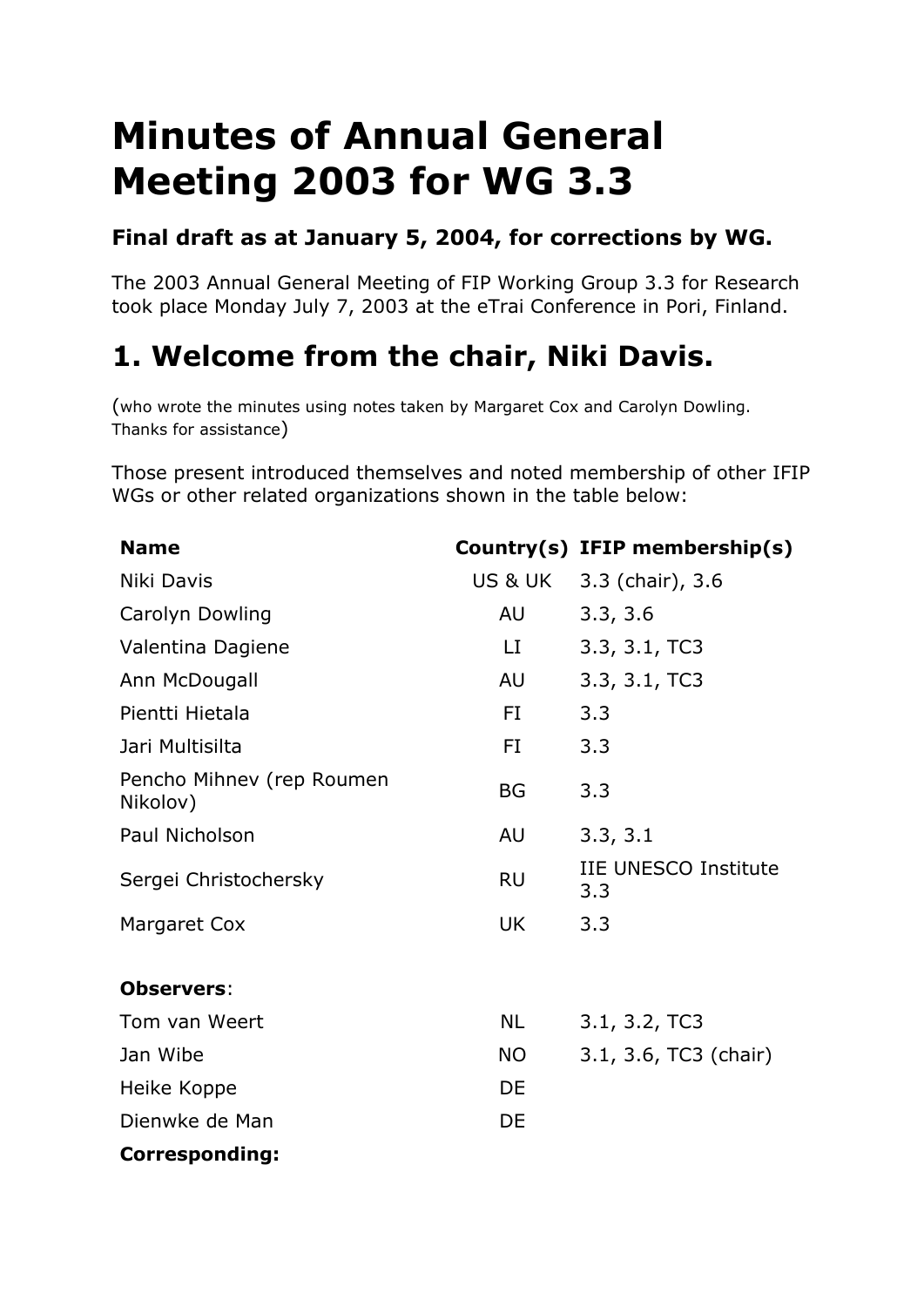# Minutes of Annual General Meeting 2003 for WG 3.3

### Final draft as at January 5, 2004, for corrections by WG.

The 2003 Annual General Meeting of FIP Working Group 3.3 for Research took place Monday July 7, 2003 at the eTrai Conference in Pori, Finland.

## 1. Welcome from the chair, Niki Davis.

(who wrote the minutes using notes taken by Margaret Cox and Carolyn Dowling. Thanks for assistance)

Those present introduced themselves and noted membership of other IFIP WGs or other related organizations shown in the table below:

| Name | Country(s) | IFIP membership(s) |
|---|---|---|
| Niki Davis | US & UK | 3.3 (chair), 3.6 |
| Carolyn Dowling | AU | 3.3, 3.6 |
| Valentina Dagiene | LI | 3.3, 3.1, TC3 |
| Ann McDougall | AU | 3.3, 3.1, TC3 |
| Pientti Hietala | FI | 3.3 |
| Jari Multisilta | FI | 3.3 |
| Pencho Mihnev (rep Roumen Nikolov) | BG | 3.3 |
| Paul Nicholson | AU | 3.3, 3.1 |
| Sergei Christochersky | RU | IIE UNESCO Institute 3.3 |
| Margaret Cox | UK | 3.3 |
| | | |
| **Observers**: | | |
| Tom van Weert | NL | 3.1, 3.2, TC3 |
| Jan Wibe | NO | 3.1, 3.6, TC3 (chair) |
| Heike Koppe | DE | |
| Dienwke de Man | DE | |
| **Corresponding:** | | |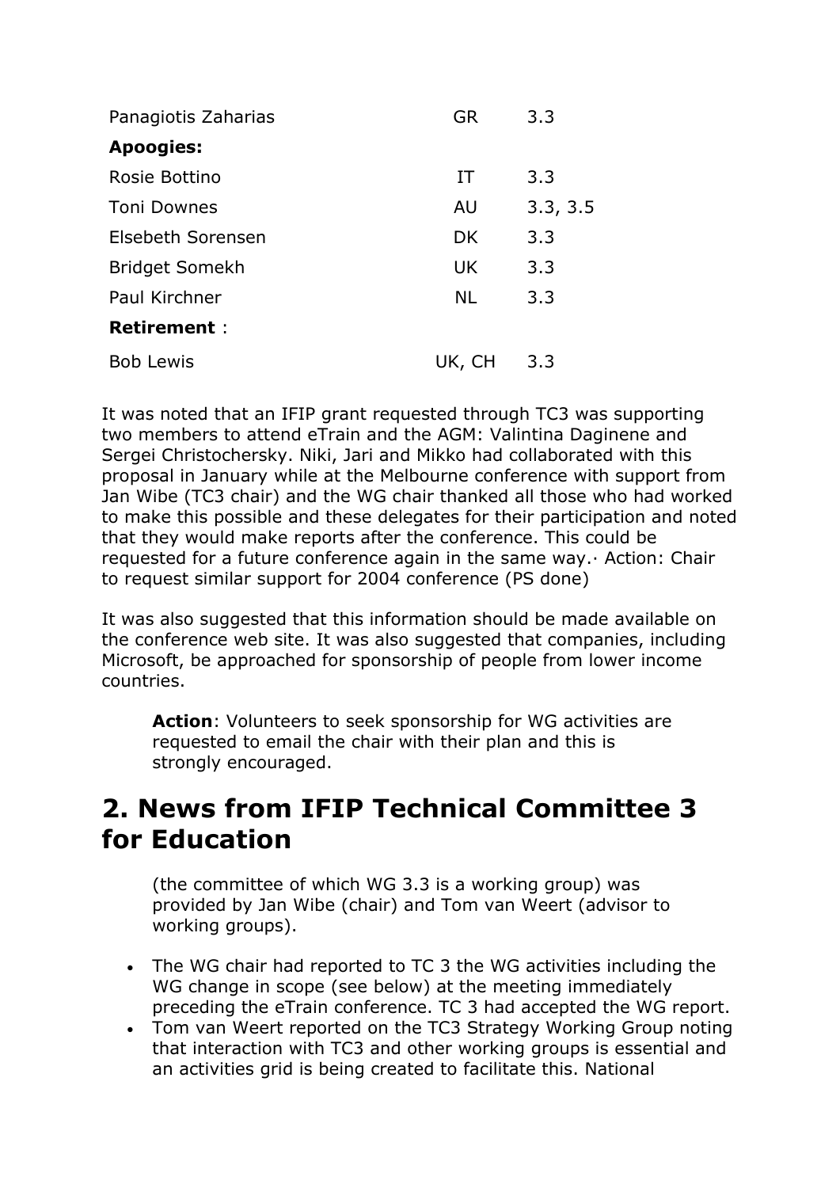| | | |
|---|---|---|
| Panagiotis Zaharias | GR | 3.3 |
| **Apoogies:** | | |
| Rosie Bottino | IT | 3.3 |
| Toni Downes | AU | 3.3, 3.5 |
| Elsebeth Sorensen | DK | 3.3 |
| Bridget Somekh | UK | 3.3 |
| Paul Kirchner | NL | 3.3 |
| **Retirement** : | | |
| Bob Lewis | UK, CH | 3.3 |

It was noted that an IFIP grant requested through TC3 was supporting two members to attend eTrain and the AGM: Valintina Daginene and Sergei Christochersky. Niki, Jari and Mikko had collaborated with this proposal in January while at the Melbourne conference with support from Jan Wibe (TC3 chair) and the WG chair thanked all those who had worked to make this possible and these delegates for their participation and noted that they would make reports after the conference. This could be requested for a future conference again in the same way.· Action: Chair to request similar support for 2004 conference (PS done)

It was also suggested that this information should be made available on the conference web site. It was also suggested that companies, including Microsoft, be approached for sponsorship of people from lower income countries.

> **Action**: Volunteers to seek sponsorship for WG activities are requested to email the chair with their plan and this is strongly encouraged.

## 2. News from IFIP Technical Committee 3 for Education

> (the committee of which WG 3.3 is a working group) was provided by Jan Wibe (chair) and Tom van Weert (advisor to working groups).

- The WG chair had reported to TC 3 the WG activities including the WG change in scope (see below) at the meeting immediately preceding the eTrain conference. TC 3 had accepted the WG report.
- Tom van Weert reported on the TC3 Strategy Working Group noting that interaction with TC3 and other working groups is essential and an activities grid is being created to facilitate this. National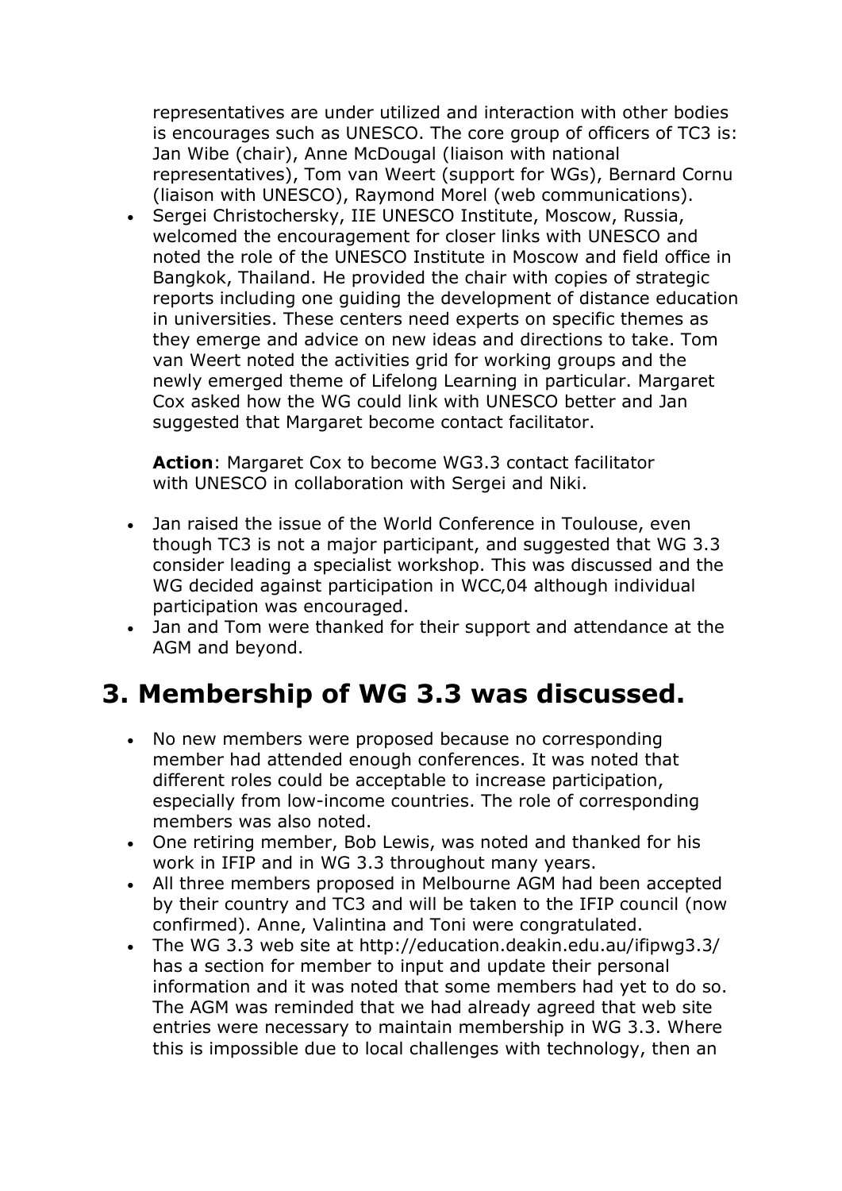representatives are under utilized and interaction with other bodies is encourages such as UNESCO. The core group of officers of TC3 is: Jan Wibe (chair), Anne McDougal (liaison with national representatives), Tom van Weert (support for WGs), Bernard Cornu (liaison with UNESCO), Raymond Morel (web communications).

- Sergei Christochersky, IIE UNESCO Institute, Moscow, Russia, welcomed the encouragement for closer links with UNESCO and noted the role of the UNESCO Institute in Moscow and field office in Bangkok, Thailand. He provided the chair with copies of strategic reports including one guiding the development of distance education in universities. These centers need experts on specific themes as they emerge and advice on new ideas and directions to take. Tom van Weert noted the activities grid for working groups and the newly emerged theme of Lifelong Learning in particular. Margaret Cox asked how the WG could link with UNESCO better and Jan suggested that Margaret become contact facilitator.

  **Action**: Margaret Cox to become WG3.3 contact facilitator with UNESCO in collaboration with Sergei and Niki.

- Jan raised the issue of the World Conference in Toulouse, even though TC3 is not a major participant, and suggested that WG 3.3 consider leading a specialist workshop. This was discussed and the WG decided against participation in WCC,04 although individual participation was encouraged.
- Jan and Tom were thanked for their support and attendance at the AGM and beyond.

## 3. Membership of WG 3.3 was discussed.

- No new members were proposed because no corresponding member had attended enough conferences. It was noted that different roles could be acceptable to increase participation, especially from low-income countries. The role of corresponding members was also noted.
- One retiring member, Bob Lewis, was noted and thanked for his work in IFIP and in WG 3.3 throughout many years.
- All three members proposed in Melbourne AGM had been accepted by their country and TC3 and will be taken to the IFIP council (now confirmed). Anne, Valintina and Toni were congratulated.
- The WG 3.3 web site at http://education.deakin.edu.au/ifipwg3.3/ has a section for member to input and update their personal information and it was noted that some members had yet to do so. The AGM was reminded that we had already agreed that web site entries were necessary to maintain membership in WG 3.3. Where this is impossible due to local challenges with technology, then an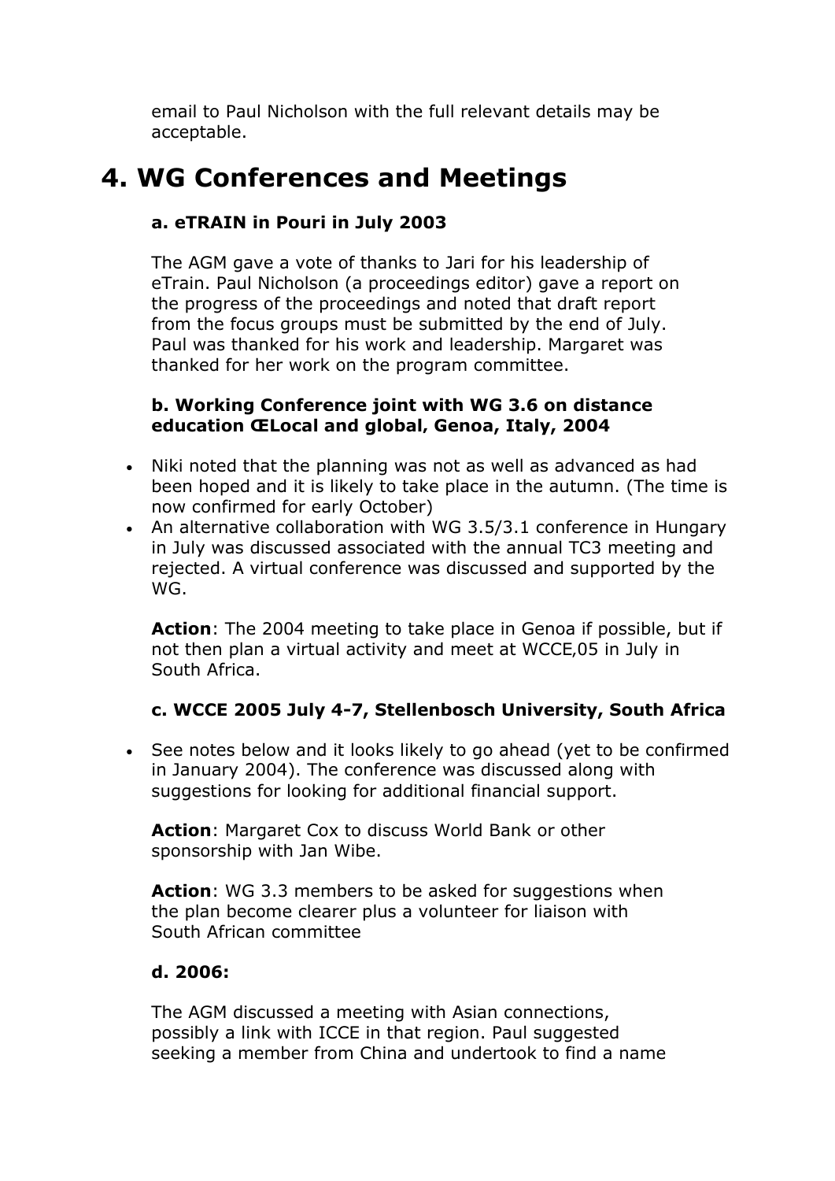email to Paul Nicholson with the full relevant details may be acceptable.

# 4. WG Conferences and Meetings

### a. eTRAIN in Pouri in July 2003

The AGM gave a vote of thanks to Jari for his leadership of eTrain. Paul Nicholson (a proceedings editor) gave a report on the progress of the proceedings and noted that draft report from the focus groups must be submitted by the end of July. Paul was thanked for his work and leadership. Margaret was thanked for her work on the program committee.

### b. Working Conference joint with WG 3.6 on distance education ŒLocal and global, Genoa, Italy, 2004

- Niki noted that the planning was not as well as advanced as had been hoped and it is likely to take place in the autumn. (The time is now confirmed for early October)
- An alternative collaboration with WG 3.5/3.1 conference in Hungary in July was discussed associated with the annual TC3 meeting and rejected. A virtual conference was discussed and supported by the WG.

**Action**: The 2004 meeting to take place in Genoa if possible, but if not then plan a virtual activity and meet at WCCE‚05 in July in South Africa.

### c. WCCE 2005 July 4-7, Stellenbosch University, South Africa

- See notes below and it looks likely to go ahead (yet to be confirmed in January 2004). The conference was discussed along with suggestions for looking for additional financial support.

**Action**: Margaret Cox to discuss World Bank or other sponsorship with Jan Wibe.

**Action**: WG 3.3 members to be asked for suggestions when the plan become clearer plus a volunteer for liaison with South African committee

### d. 2006:

The AGM discussed a meeting with Asian connections, possibly a link with ICCE in that region. Paul suggested seeking a member from China and undertook to find a name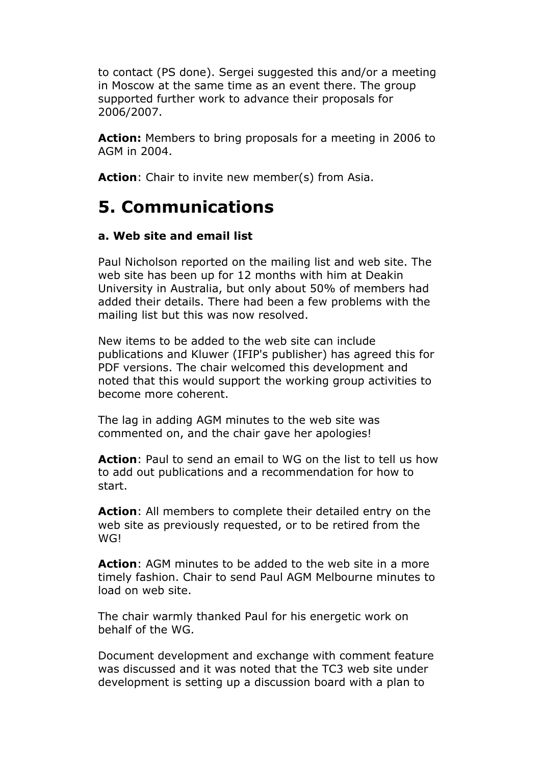to contact (PS done). Sergei suggested this and/or a meeting in Moscow at the same time as an event there. The group supported further work to advance their proposals for 2006/2007.

**Action:** Members to bring proposals for a meeting in 2006 to AGM in 2004.

**Action**: Chair to invite new member(s) from Asia.

# 5. Communications

### a. Web site and email list

Paul Nicholson reported on the mailing list and web site. The web site has been up for 12 months with him at Deakin University in Australia, but only about 50% of members had added their details. There had been a few problems with the mailing list but this was now resolved.

New items to be added to the web site can include publications and Kluwer (IFIP's publisher) has agreed this for PDF versions. The chair welcomed this development and noted that this would support the working group activities to become more coherent.

The lag in adding AGM minutes to the web site was commented on, and the chair gave her apologies!

**Action**: Paul to send an email to WG on the list to tell us how to add out publications and a recommendation for how to start.

**Action**: All members to complete their detailed entry on the web site as previously requested, or to be retired from the WG!

**Action**: AGM minutes to be added to the web site in a more timely fashion. Chair to send Paul AGM Melbourne minutes to load on web site.

The chair warmly thanked Paul for his energetic work on behalf of the WG.

Document development and exchange with comment feature was discussed and it was noted that the TC3 web site under development is setting up a discussion board with a plan to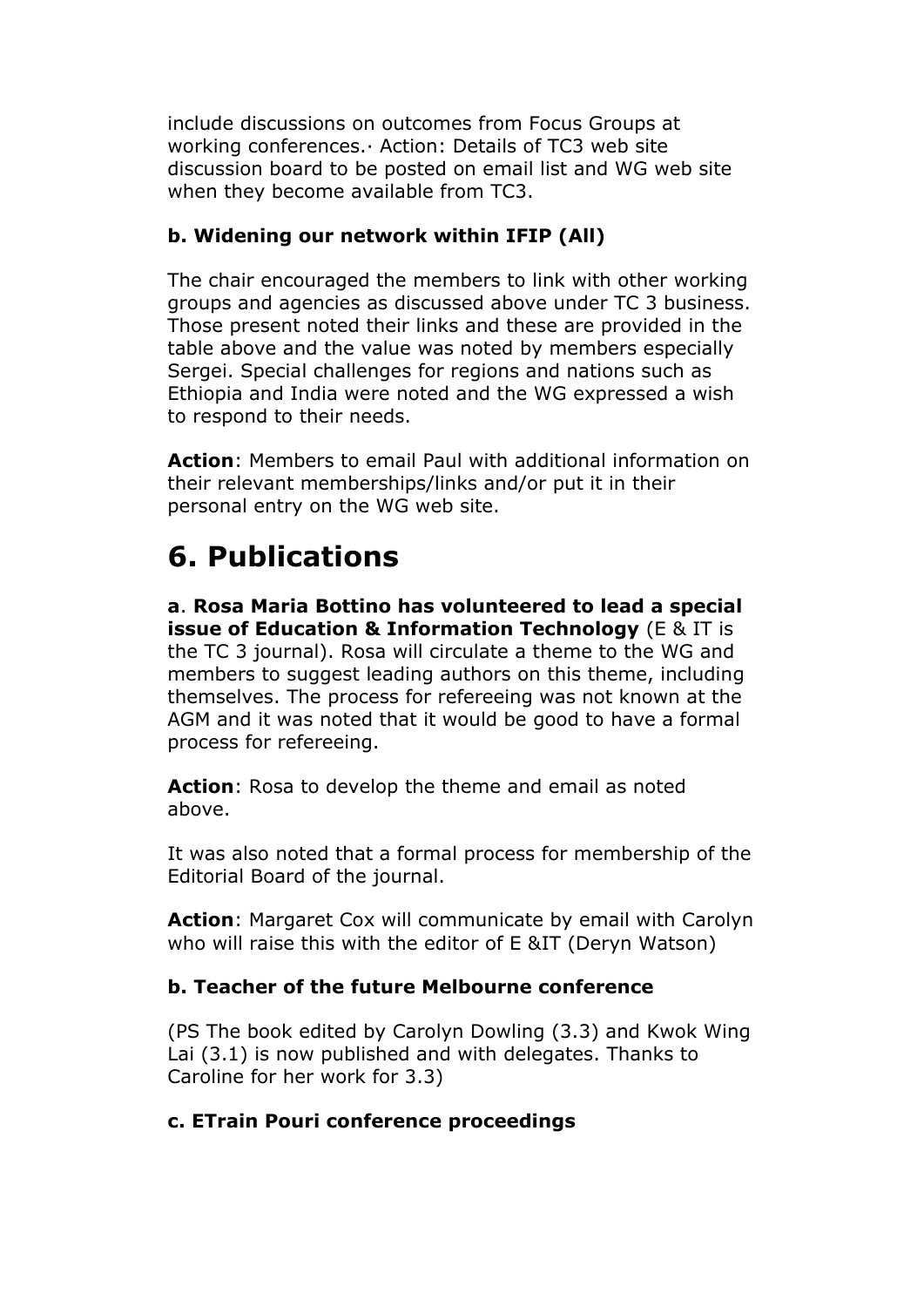include discussions on outcomes from Focus Groups at working conferences.· Action: Details of TC3 web site discussion board to be posted on email list and WG web site when they become available from TC3.

### b. Widening our network within IFIP (All)

The chair encouraged the members to link with other working groups and agencies as discussed above under TC 3 business. Those present noted their links and these are provided in the table above and the value was noted by members especially Sergei. Special challenges for regions and nations such as Ethiopia and India were noted and the WG expressed a wish to respond to their needs.

**Action**: Members to email Paul with additional information on their relevant memberships/links and/or put it in their personal entry on the WG web site.

# 6. Publications

**a**. **Rosa Maria Bottino has volunteered to lead a special issue of Education & Information Technology** (E & IT is the TC 3 journal). Rosa will circulate a theme to the WG and members to suggest leading authors on this theme, including themselves. The process for refereeing was not known at the AGM and it was noted that it would be good to have a formal process for refereeing.

**Action**: Rosa to develop the theme and email as noted above.

It was also noted that a formal process for membership of the Editorial Board of the journal.

**Action**: Margaret Cox will communicate by email with Carolyn who will raise this with the editor of E &IT (Deryn Watson)

### b. Teacher of the future Melbourne conference

(PS The book edited by Carolyn Dowling (3.3) and Kwok Wing Lai (3.1) is now published and with delegates. Thanks to Caroline for her work for 3.3)

### c. ETrain Pouri conference proceedings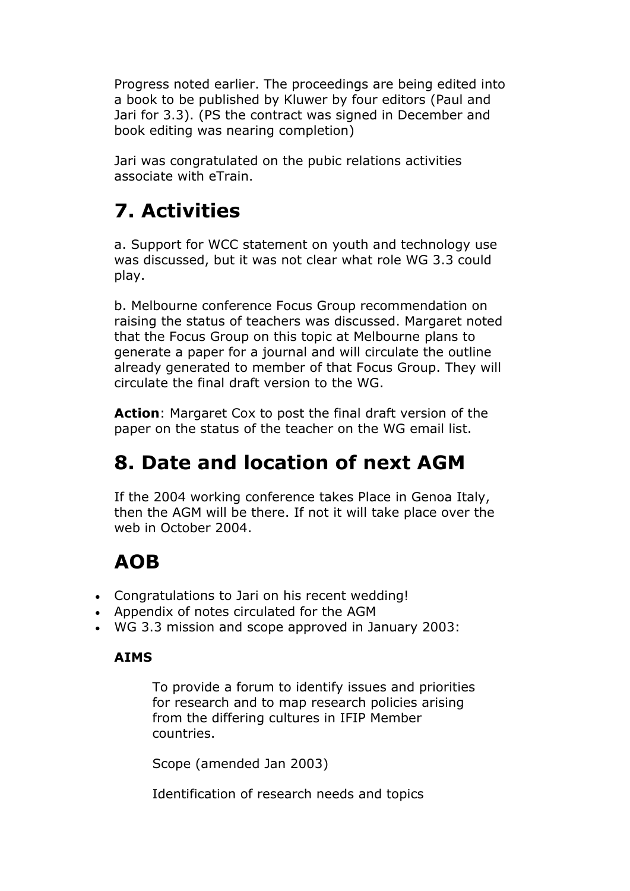Progress noted earlier. The proceedings are being edited into a book to be published by Kluwer by four editors (Paul and Jari for 3.3). (PS the contract was signed in December and book editing was nearing completion)

Jari was congratulated on the pubic relations activities associate with eTrain.

## 7. Activities

a. Support for WCC statement on youth and technology use was discussed, but it was not clear what role WG 3.3 could play.

b. Melbourne conference Focus Group recommendation on raising the status of teachers was discussed. Margaret noted that the Focus Group on this topic at Melbourne plans to generate a paper for a journal and will circulate the outline already generated to member of that Focus Group. They will circulate the final draft version to the WG.

**Action**: Margaret Cox to post the final draft version of the paper on the status of the teacher on the WG email list.

## 8. Date and location of next AGM

If the 2004 working conference takes Place in Genoa Italy, then the AGM will be there. If not it will take place over the web in October 2004.

## AOB

- Congratulations to Jari on his recent wedding!
- Appendix of notes circulated for the AGM
- WG 3.3 mission and scope approved in January 2003:

**AIMS**

> To provide a forum to identify issues and priorities for research and to map research policies arising from the differing cultures in IFIP Member countries.
>
> Scope (amended Jan 2003)
>
> Identification of research needs and topics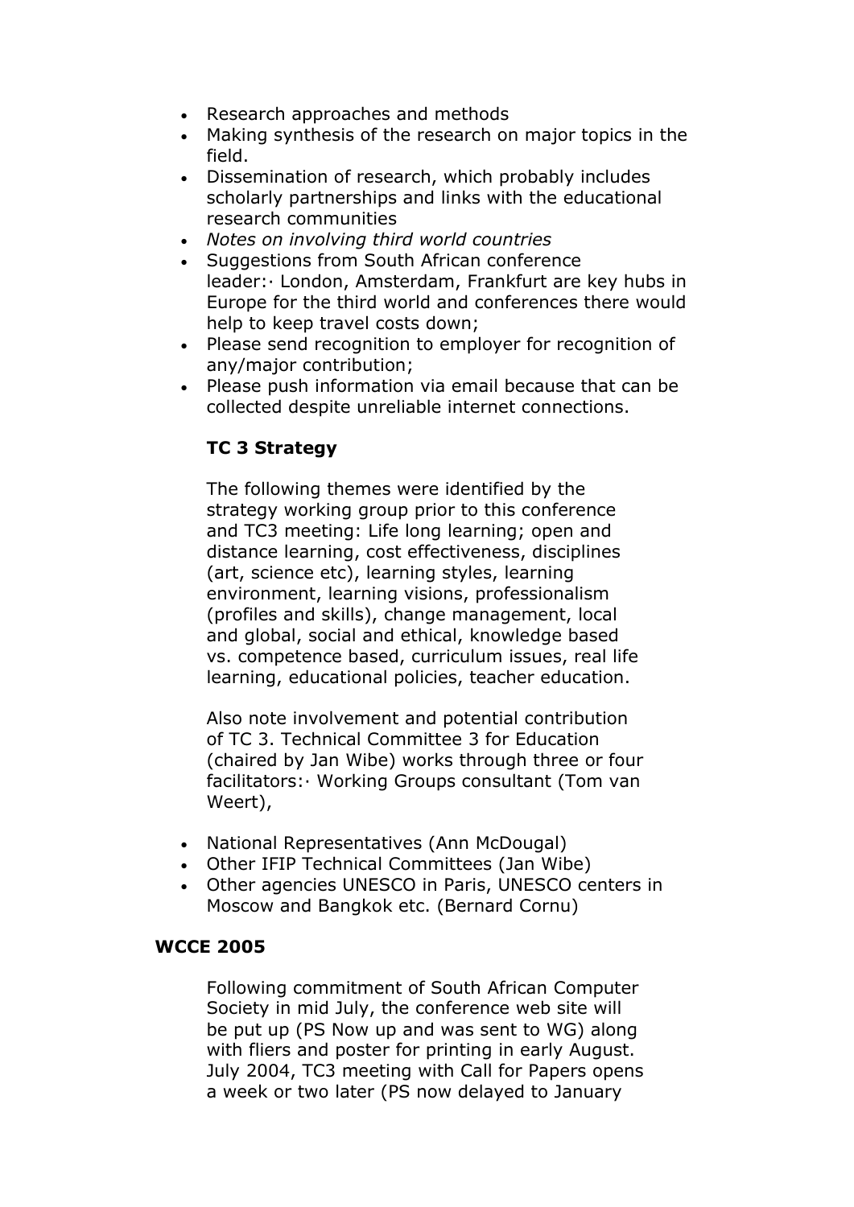- Research approaches and methods
- Making synthesis of the research on major topics in the field.
- Dissemination of research, which probably includes scholarly partnerships and links with the educational research communities
- *Notes on involving third world countries*
- Suggestions from South African conference leader:· London, Amsterdam, Frankfurt are key hubs in Europe for the third world and conferences there would help to keep travel costs down;
- Please send recognition to employer for recognition of any/major contribution;
- Please push information via email because that can be collected despite unreliable internet connections.

### TC 3 Strategy

The following themes were identified by the strategy working group prior to this conference and TC3 meeting: Life long learning; open and distance learning, cost effectiveness, disciplines (art, science etc), learning styles, learning environment, learning visions, professionalism (profiles and skills), change management, local and global, social and ethical, knowledge based vs. competence based, curriculum issues, real life learning, educational policies, teacher education.

Also note involvement and potential contribution of TC 3. Technical Committee 3 for Education (chaired by Jan Wibe) works through three or four facilitators:· Working Groups consultant (Tom van Weert),

- National Representatives (Ann McDougal)
- Other IFIP Technical Committees (Jan Wibe)
- Other agencies UNESCO in Paris, UNESCO centers in Moscow and Bangkok etc. (Bernard Cornu)

### WCCE 2005

Following commitment of South African Computer Society in mid July, the conference web site will be put up (PS Now up and was sent to WG) along with fliers and poster for printing in early August. July 2004, TC3 meeting with Call for Papers opens a week or two later (PS now delayed to January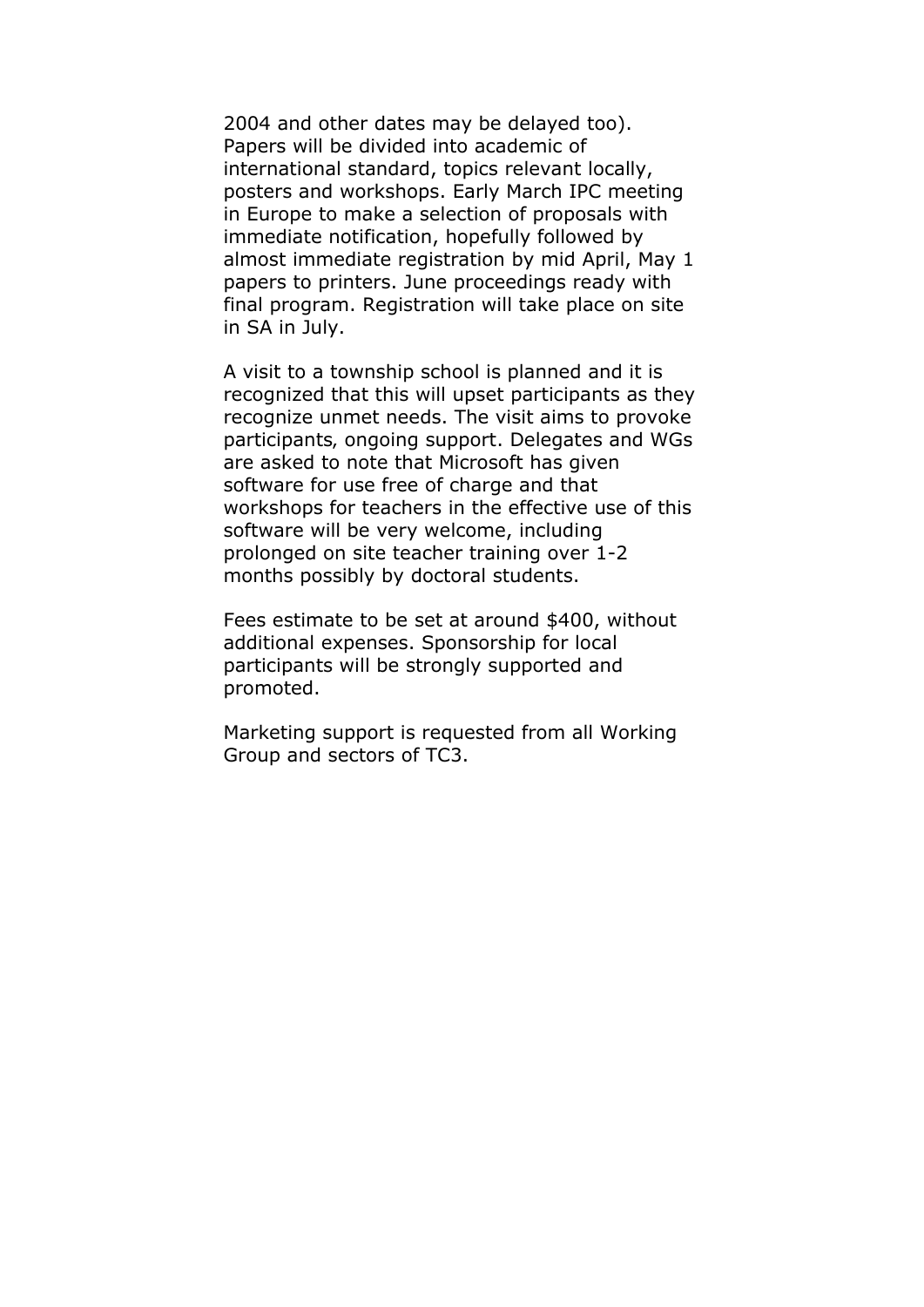2004 and other dates may be delayed too). Papers will be divided into academic of international standard, topics relevant locally, posters and workshops. Early March IPC meeting in Europe to make a selection of proposals with immediate notification, hopefully followed by almost immediate registration by mid April, May 1 papers to printers. June proceedings ready with final program. Registration will take place on site in SA in July.

A visit to a township school is planned and it is recognized that this will upset participants as they recognize unmet needs. The visit aims to provoke participants, ongoing support. Delegates and WGs are asked to note that Microsoft has given software for use free of charge and that workshops for teachers in the effective use of this software will be very welcome, including prolonged on site teacher training over 1-2 months possibly by doctoral students.

Fees estimate to be set at around $400, without additional expenses. Sponsorship for local participants will be strongly supported and promoted.

Marketing support is requested from all Working Group and sectors of TC3.